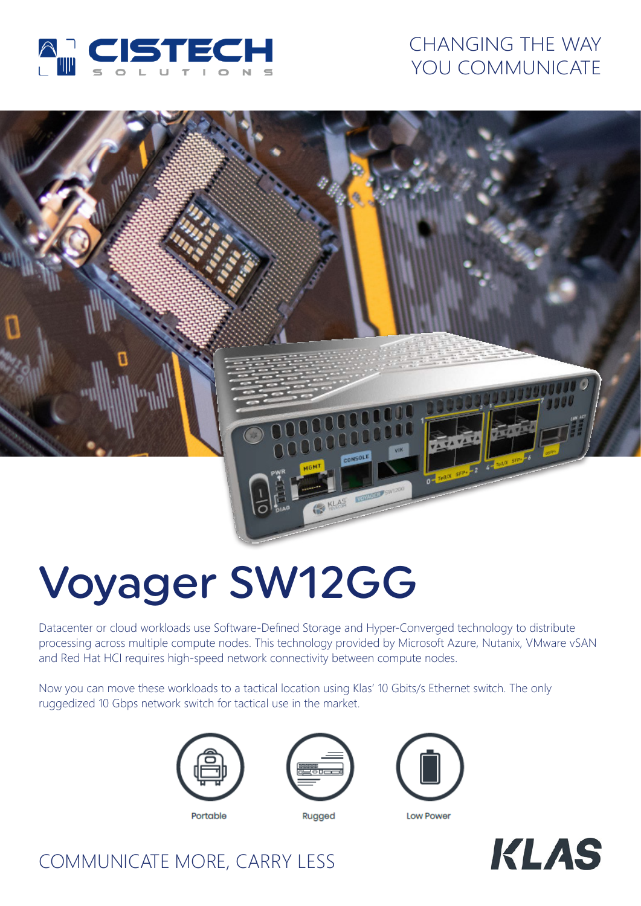CHANGING THE WAY YOU COMMUNICATE

# Voyager SW12GG

Datacenter or cloud workloads use Software-Defined Storage and Hyper-Converged technology to distribute processing across multiple compute nodes. This technology provided by Microsoft Azure, Nutanix, VMware vSAN and Red Hat HCI requires high-speed network connectivity between compute nodes.

Now you can move these workloads to a tactical location using Klas' 10 Gbits/s Ethernet switch. The only ruggedized 10 Gbps network switch for tactical use in the market.

Portable

Rugged

Low Power

COMMUNICATE MORE, CARRY LESS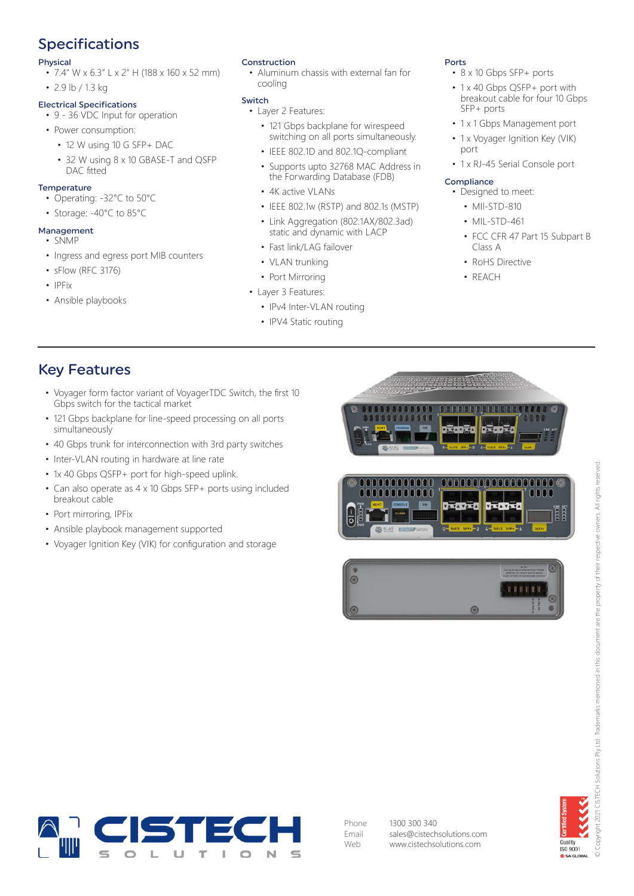# Specifications

### Physical
- 7.4" W x 6.3" L x 2" H (188 x 160 x 52 mm)
- 2.9 lb / 1.3 kg

### Electrical Specifications
- 9 - 36 VDC Input for operation
- Power consumption:
  - 12 W using 10 G SFP+ DAC
  - 32 W using 8 x 10 GBASE-T and QSFP DAC fitted

### Temperature
- Operating: -32°C to 50°C
- Storage: -40°C to 85°C

### Management
- SNMP
- Ingress and egress port MIB counters
- sFlow (RFC 3176)
- IPFix
- Ansible playbooks

### Construction
- Aluminum chassis with external fan for cooling

### Switch
- Layer 2 Features:
  - 121 Gbps backplane for wirespeed switching on all ports simultaneously.
  - IEEE 802.1D and 802.1Q-compliant
  - Supports upto 32768 MAC Address in the Forwarding Database (FDB)
  - 4K active VLANs
  - IEEE 802.1w (RSTP) and 802.1s (MSTP)
  - Link Aggregation (802.1AX/802.3ad) static and dynamic with LACP
  - Fast link/LAG failover
  - VLAN trunking
  - Port Mirroring
- Layer 3 Features:
  - IPv4 Inter-VLAN routing
  - IPV4 Static routing

### Ports
- 8 x 10 Gbps SFP+ ports
- 1 x 40 Gbps QSFP+ port with breakout cable for four 10 Gbps SFP+ ports
- 1 x 1 Gbps Management port
- 1 x Voyager Ignition Key (VIK) port
- 1 x RJ-45 Serial Console port

### Compliance
- Designed to meet:
  - MIl-STD-810
  - MIL-STD-461
  - FCC CFR 47 Part 15 Subpart B Class A
  - RoHS Directive
  - REACH

# Key Features

- Voyager form factor variant of VoyagerTDC Switch, the first 10 Gbps switch for the tactical market
- 121 Gbps backplane for line-speed processing on all ports simultaneously
- 40 Gbps trunk for interconnection with 3rd party switches
- Inter-VLAN routing in hardware at line rate
- 1x 40 Gbps QSFP+ port for high-speed uplink.
- Can also operate as 4 x 10 Gbps SFP+ ports using included breakout cable
- Port mirroring, IPFix
- Ansible playbook management supported
- Voyager Ignition Key (VIK) for configuration and storage

CISTECH SOLUTIONS

Phone 1300 300 340
Email sales@cistechsolutions.com
Web www.cistechsolutions.com

Certified System Quality ISO 9001 SAI GLOBAL

© Copyright 2021 CISTECH Solutions Pty Ltd. Trademarks mentioned in this document are the property of their respective owners. All rights reserved.